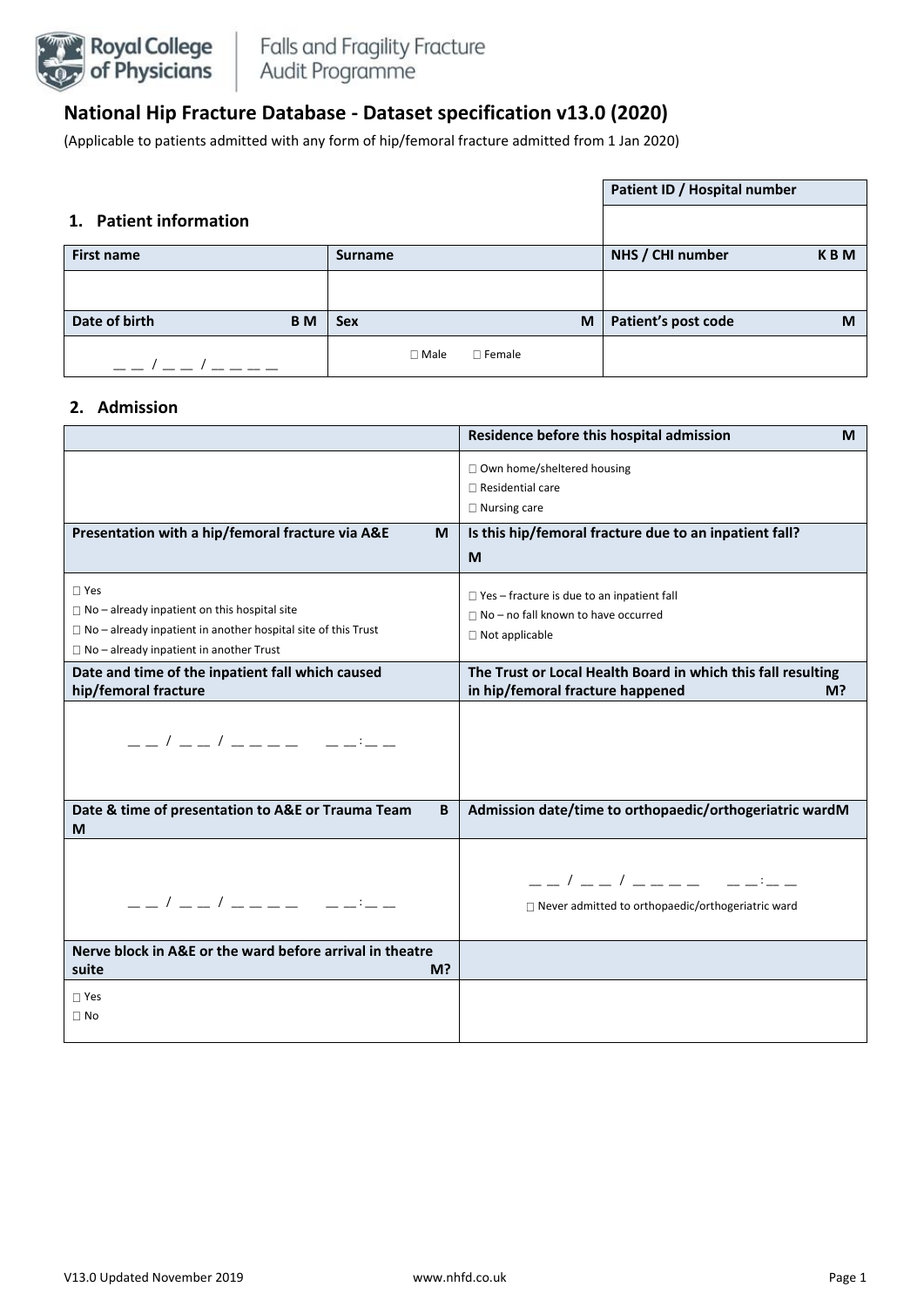# National Hip Fracture Database - Dataset specification v13.0 (2020)

(Applicable to patients admitted with any form of hip/femoral fracture admitted from 1 Jan 2020)

## 1. Patient information

| | | Patient ID / Hospital number |
|---|---|---|
| | | |
| **First name** | **Surname** | **NHS / CHI number** K B M |
| | | |
| **Date of birth** B M | **Sex** M | **Patient's post code** M |
| __ __ / __ __ / __ __ __ __ | ☐ Male ☐ Female | |

## 2. Admission

| | **Residence before this hospital admission** M |
|---|---|
| | ☐ Own home/sheltered housing<br>☐ Residential care<br>☐ Nursing care |
| **Presentation with a hip/femoral fracture via A&E** M | **Is this hip/femoral fracture due to an inpatient fall?** M |
| ☐ Yes<br>☐ No – already inpatient on this hospital site<br>☐ No – already inpatient in another hospital site of this Trust<br>☐ No – already inpatient in another Trust | ☐ Yes – fracture is due to an inpatient fall<br>☐ No – no fall known to have occurred<br>☐ Not applicable |
| **Date and time of the inpatient fall which caused hip/femoral fracture** | **The Trust or Local Health Board in which this fall resulting in hip/femoral fracture happened** M? |
| __ __ / __ __ / __ __ __ __ __ __:__ __ | |
| **Date & time of presentation to A&E or Trauma Team** B M | **Admission date/time to orthopaedic/orthogeriatric ward** M |
| __ __ / __ __ / __ __ __ __ __ __:__ __ | __ __ / __ __ / __ __ __ __ __ __:__ __<br>☐ Never admitted to orthopaedic/orthogeriatric ward |
| **Nerve block in A&E or the ward before arrival in theatre suite** M? | |
| ☐ Yes<br>☐ No | |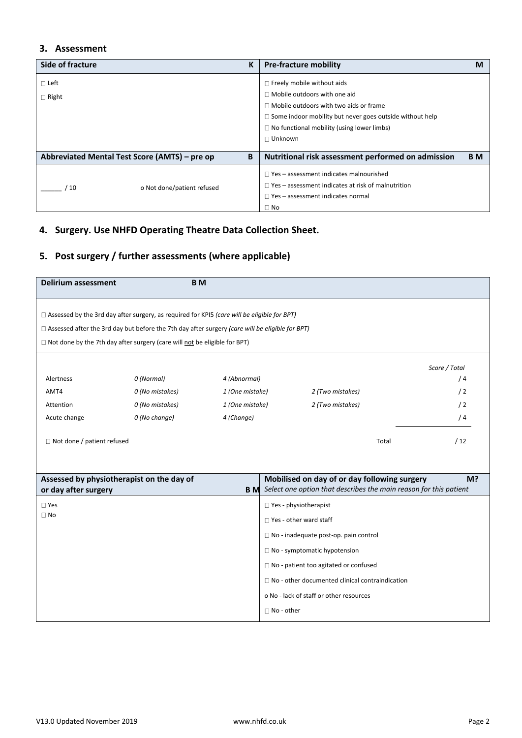## 3. Assessment

| Side of fracture **K** | Pre-fracture mobility **M** |
|---|---|
| ☐ Left<br>☐ Right | ☐ Freely mobile without aids<br>☐ Mobile outdoors with one aid<br>☐ Mobile outdoors with two aids or frame<br>☐ Some indoor mobility but never goes outside without help<br>☐ No functional mobility (using lower limbs)<br>☐ Unknown |
| **Abbreviated Mental Test Score (AMTS) – pre op B** | **Nutritional risk assessment performed on admission B M** |
| ______ / 10    o Not done/patient refused | ☐ Yes – assessment indicates malnourished<br>☐ Yes – assessment indicates at risk of malnutrition<br>☐ Yes – assessment indicates normal<br>☐ No |

## 4. Surgery. Use NHFD Operating Theatre Data Collection Sheet.

## 5. Post surgery / further assessments (where applicable)

**Delirium assessment B M**

☐ Assessed by the 3rd day after surgery, as required for KPI5 *(care will be eligible for BPT)*

☐ Assessed after the 3rd day but before the 7th day after surgery *(care will be eligible for BPT)*

☐ Not done by the 7th day after surgery (care will not be eligible for BPT)

| | | | | *Score / Total* |
|---|---|---|---|---|
| Alertness | *0 (Normal)* | *4 (Abnormal)* | | / 4 |
| AMT4 | *0 (No mistakes)* | *1 (One mistake)* | *2 (Two mistakes)* | / 2 |
| Attention | *0 (No mistakes)* | *1 (One mistake)* | *2 (Two mistakes)* | / 2 |
| Acute change | *0 (No change)* | *4 (Change)* | | / 4 |
| ☐ Not done / patient refused | | | Total | / 12 |

| Assessed by physiotherapist on the day of or day after surgery **B M** | Mobilised on day of or day following surgery **M?**<br>*Select one option that describes the main reason for this patient* |
|---|---|
| ☐ Yes<br>☐ No | ☐ Yes - physiotherapist<br>☐ Yes - other ward staff<br>☐ No - inadequate post-op. pain control<br>☐ No - symptomatic hypotension<br>☐ No - patient too agitated or confused<br>☐ No - other documented clinical contraindication<br>o No - lack of staff or other resources<br>☐ No - other |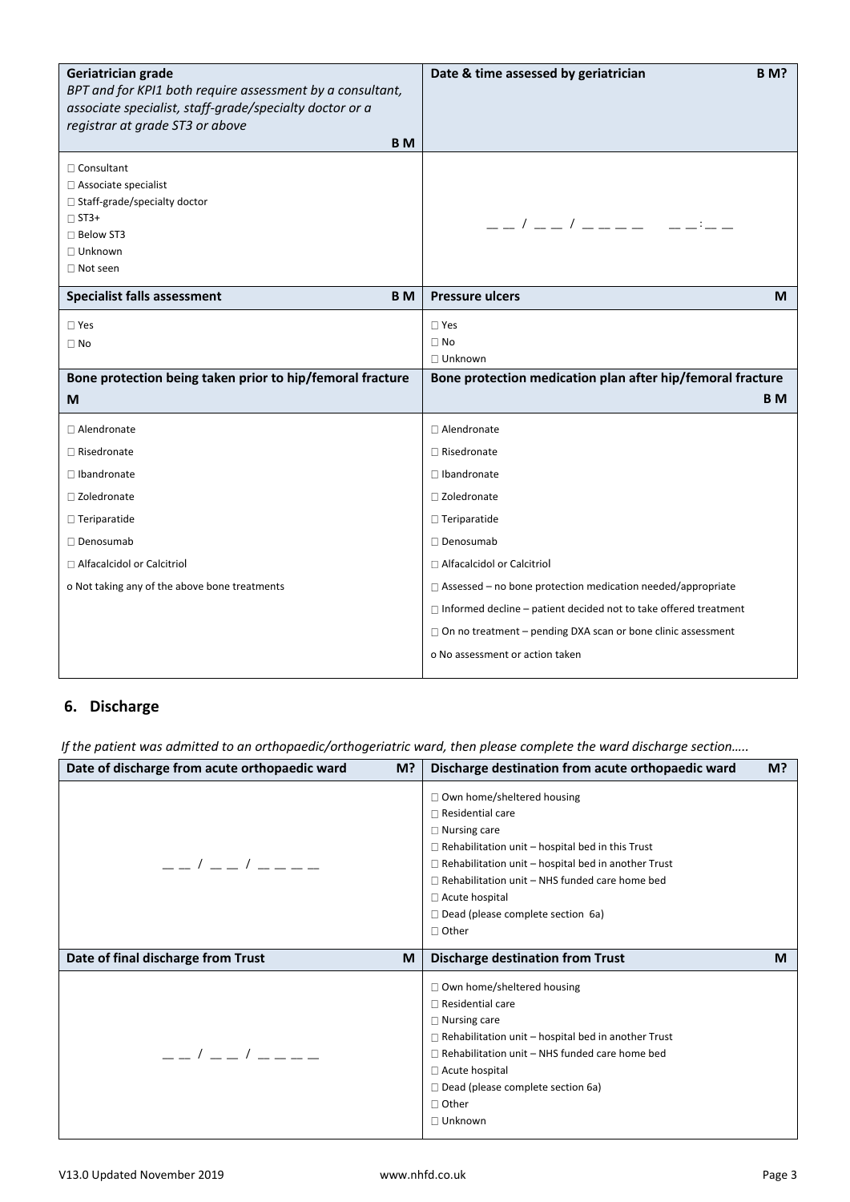| **Geriatrician grade**<br>*BPT and for KPI1 both require assessment by a consultant, associate specialist, staff-grade/specialty doctor or a registrar at grade ST3 or above*<br>**B M** | **Date & time assessed by geriatrician** **B M?** |
|---|---|
| □ Consultant<br>□ Associate specialist<br>□ Staff-grade/specialty doctor<br>□ ST3+<br>□ Below ST3<br>□ Unknown<br>□ Not seen | _ _ / _ _ / _ _ _ _ &nbsp;&nbsp; _ _ : _ _ |
| **Specialist falls assessment** **B M** | **Pressure ulcers** **M** |
| □ Yes<br>□ No | □ Yes<br>□ No<br>□ Unknown |
| **Bone protection being taken prior to hip/femoral fracture** **M** | **Bone protection medication plan after hip/femoral fracture** **B M** |
| □ Alendronate<br>□ Risedronate<br>□ Ibandronate<br>□ Zoledronate<br>□ Teriparatide<br>□ Denosumab<br>□ Alfacalcidol or Calcitriol<br>o Not taking any of the above bone treatments | □ Alendronate<br>□ Risedronate<br>□ Ibandronate<br>□ Zoledronate<br>□ Teriparatide<br>□ Denosumab<br>□ Alfacalcidol or Calcitriol<br>□ Assessed – no bone protection medication needed/appropriate<br>□ Informed decline – patient decided not to take offered treatment<br>□ On no treatment – pending DXA scan or bone clinic assessment<br>o No assessment or action taken |

## 6. Discharge

*If the patient was admitted to an orthopaedic/orthogeriatric ward, then please complete the ward discharge section…..*

| **Date of discharge from acute orthopaedic ward** **M?** | **Discharge destination from acute orthopaedic ward** **M?** |
|---|---|
| _ _ / _ _ / _ _ _ _ | □ Own home/sheltered housing<br>□ Residential care<br>□ Nursing care<br>□ Rehabilitation unit – hospital bed in this Trust<br>□ Rehabilitation unit – hospital bed in another Trust<br>□ Rehabilitation unit – NHS funded care home bed<br>□ Acute hospital<br>□ Dead (please complete section 6a)<br>□ Other |
| **Date of final discharge from Trust** **M** | **Discharge destination from Trust** **M** |
| _ _ / _ _ / _ _ _ _ | □ Own home/sheltered housing<br>□ Residential care<br>□ Nursing care<br>□ Rehabilitation unit – hospital bed in another Trust<br>□ Rehabilitation unit – NHS funded care home bed<br>□ Acute hospital<br>□ Dead (please complete section 6a)<br>□ Other<br>□ Unknown |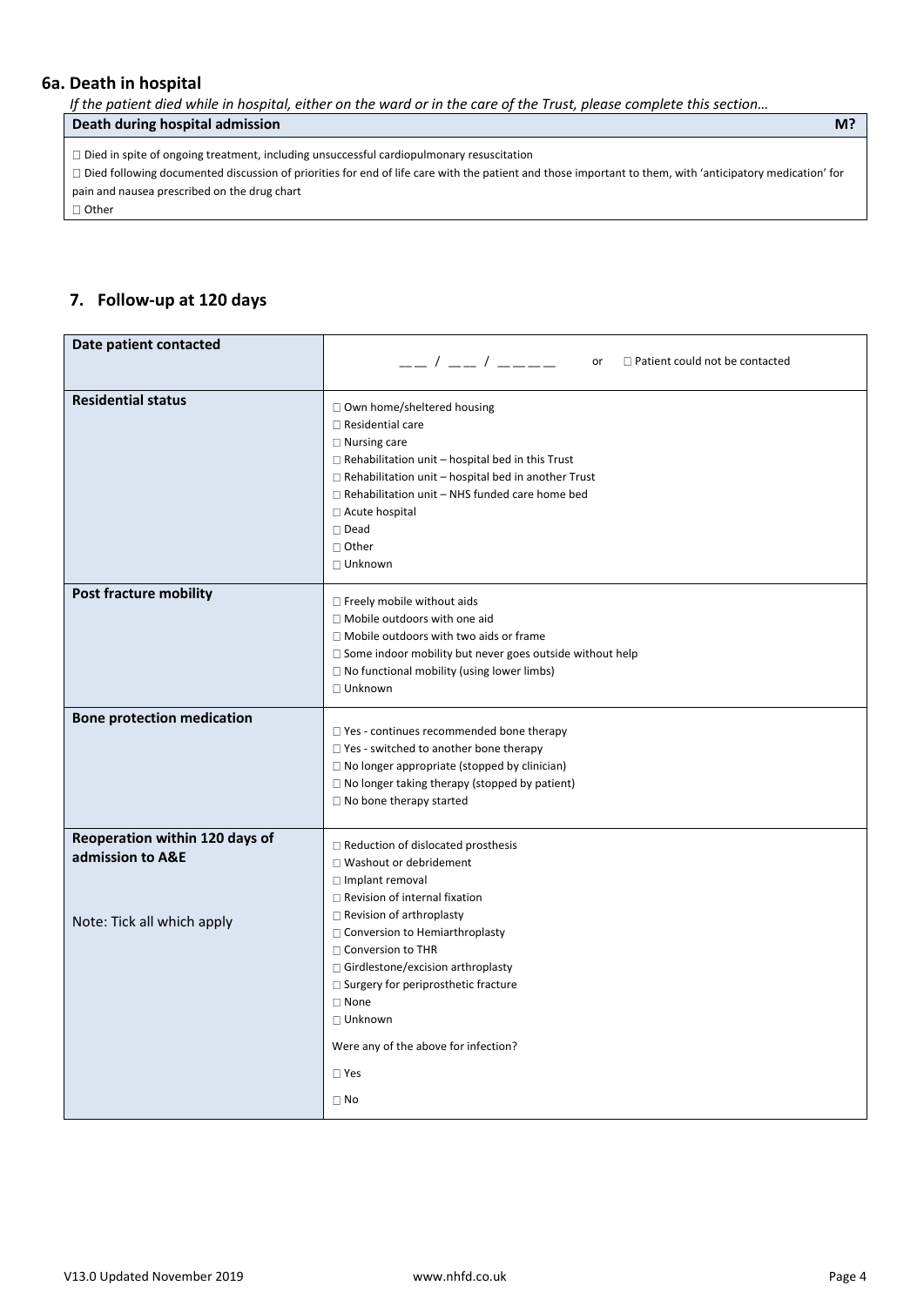## 6a. Death in hospital

*If the patient died while in hospital, either on the ward or in the care of the Trust, please complete this section…*

| **Death during hospital admission** | **M?** |
|---|---|
| □ Died in spite of ongoing treatment, including unsuccessful cardiopulmonary resuscitation<br>□ Died following documented discussion of priorities for end of life care with the patient and those important to them, with 'anticipatory medication' for pain and nausea prescribed on the drug chart<br>□ Other | |

## 7. Follow-up at 120 days

| | |
|---|---|
| **Date patient contacted** | __ / __ / ____ or □ Patient could not be contacted |
| **Residential status** | □ Own home/sheltered housing<br>□ Residential care<br>□ Nursing care<br>□ Rehabilitation unit – hospital bed in this Trust<br>□ Rehabilitation unit – hospital bed in another Trust<br>□ Rehabilitation unit – NHS funded care home bed<br>□ Acute hospital<br>□ Dead<br>□ Other<br>□ Unknown |
| **Post fracture mobility** | □ Freely mobile without aids<br>□ Mobile outdoors with one aid<br>□ Mobile outdoors with two aids or frame<br>□ Some indoor mobility but never goes outside without help<br>□ No functional mobility (using lower limbs)<br>□ Unknown |
| **Bone protection medication** | □ Yes - continues recommended bone therapy<br>□ Yes - switched to another bone therapy<br>□ No longer appropriate (stopped by clinician)<br>□ No longer taking therapy (stopped by patient)<br>□ No bone therapy started |
| **Reoperation within 120 days of admission to A&E**<br><br>Note: Tick all which apply | □ Reduction of dislocated prosthesis<br>□ Washout or debridement<br>□ Implant removal<br>□ Revision of internal fixation<br>□ Revision of arthroplasty<br>□ Conversion to Hemiarthroplasty<br>□ Conversion to THR<br>□ Girdlestone/excision arthroplasty<br>□ Surgery for periprosthetic fracture<br>□ None<br>□ Unknown<br><br>Were any of the above for infection?<br><br>□ Yes<br><br>□ No |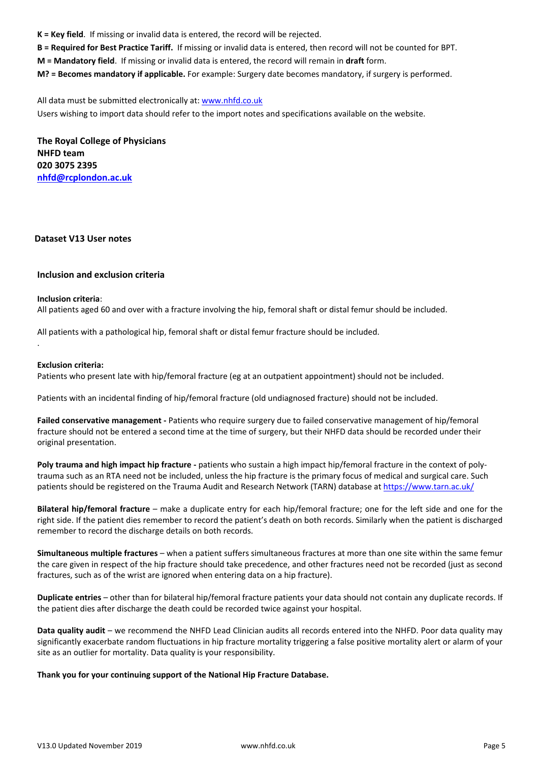**K = Key field**. If missing or invalid data is entered, the record will be rejected.

**B = Required for Best Practice Tariff.** If missing or invalid data is entered, then record will not be counted for BPT.

**M = Mandatory field**. If missing or invalid data is entered, the record will remain in **draft** form.

**M? = Becomes mandatory if applicable.** For example: Surgery date becomes mandatory, if surgery is performed.

All data must be submitted electronically at: www.nhfd.co.uk

Users wishing to import data should refer to the import notes and specifications available on the website.

**The Royal College of Physicians**
**NHFD team**
**020 3075 2395**
**nhfd@rcplondon.ac.uk**

## Dataset V13 User notes

### Inclusion and exclusion criteria

**Inclusion criteria**:

All patients aged 60 and over with a fracture involving the hip, femoral shaft or distal femur should be included.

All patients with a pathological hip, femoral shaft or distal femur fracture should be included.

**Exclusion criteria:**

Patients who present late with hip/femoral fracture (eg at an outpatient appointment) should not be included.

Patients with an incidental finding of hip/femoral fracture (old undiagnosed fracture) should not be included.

**Failed conservative management -** Patients who require surgery due to failed conservative management of hip/femoral fracture should not be entered a second time at the time of surgery, but their NHFD data should be recorded under their original presentation.

**Poly trauma and high impact hip fracture -** patients who sustain a high impact hip/femoral fracture in the context of poly-trauma such as an RTA need not be included, unless the hip fracture is the primary focus of medical and surgical care. Such patients should be registered on the Trauma Audit and Research Network (TARN) database at https://www.tarn.ac.uk/

**Bilateral hip/femoral fracture** – make a duplicate entry for each hip/femoral fracture; one for the left side and one for the right side. If the patient dies remember to record the patient's death on both records. Similarly when the patient is discharged remember to record the discharge details on both records.

**Simultaneous multiple fractures** – when a patient suffers simultaneous fractures at more than one site within the same femur the care given in respect of the hip fracture should take precedence, and other fractures need not be recorded (just as second fractures, such as of the wrist are ignored when entering data on a hip fracture).

**Duplicate entries** – other than for bilateral hip/femoral fracture patients your data should not contain any duplicate records. If the patient dies after discharge the death could be recorded twice against your hospital.

**Data quality audit** – we recommend the NHFD Lead Clinician audits all records entered into the NHFD. Poor data quality may significantly exacerbate random fluctuations in hip fracture mortality triggering a false positive mortality alert or alarm of your site as an outlier for mortality. Data quality is your responsibility.

**Thank you for your continuing support of the National Hip Fracture Database.**